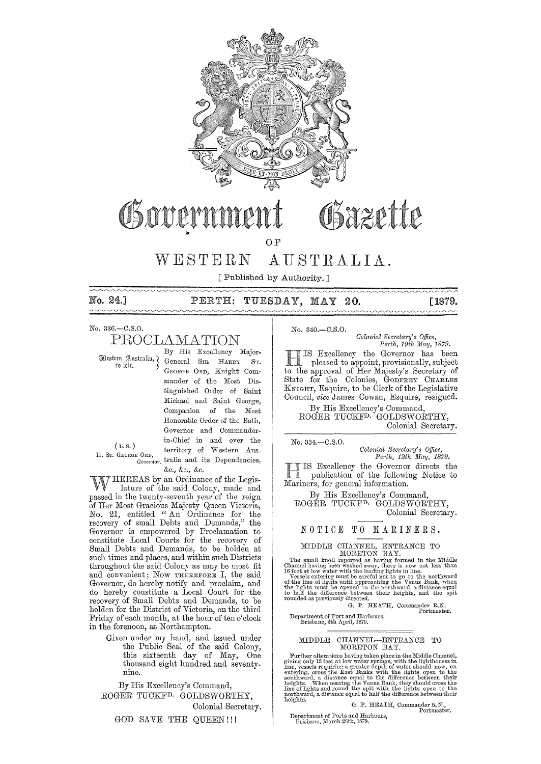# Government Gazette

OF

# WESTERN AUSTRALIA.

[ Published by Authority. ]

No. 24.] **PERTH: TUESDAY, MAY 20.** [1879.

No. 336.—C.S.O.

## PROCLAMATION

Western Australia, to wit.

By His Excellency Major-General SIR HARRY ST. GEORGE ORD, Knight Commander of the Most Distinguished Order of Saint Michael and Saint George, Companion of the Most Honorable Order of the Bath, Governor and Commander-in-Chief in and over the territory of Western Australia and its Dependencies, &c., &c., &c.

(L. S.)
H. ST. GEORGE ORD, *Governor.*

WHEREAS by an Ordinance of the Legislature of the said Colony, made and passed in the twenty-seventh year of the reign of Her Most Gracious Majesty Queen Victoria, No. 21, entitled "An Ordinance for the recovery of small Debts and Demands," the Governor is empowered by Proclamation to constitute Local Courts for the recovery of Small Debts and Demands, to be holden at such times and places, and within such Districts throughout the said Colony as may be most fit and convenient; Now THEREFORE I, the said Governor, do hereby notify and proclaim, and do hereby constitute a Local Court for the recovery of Small Debts and Demands, to be holden for the District of Victoria, on the third Friday of each month, at the hour of ten o'clock in the forenoon, at Northampton.

Given under my hand, and issued under the Public Seal of the said Colony, this sixteenth day of May, One thousand eight hundred and seventy-nine.

By His Excellency's Command,
ROGER TUCKFD. GOLDSWORTHY,
Colonial Secretary.

GOD SAVE THE QUEEN!!!

---

No. 340.—C.S.O.

*Colonial Secretary's Office,*
*Perth, 19th May, 1879.*

HIS Excellency the Governor has been pleased to appoint, provisionally, subject to the approval of Her Majesty's Secretary of State for the Colonies, GODFREY CHARLES KNIGHT, Esquire, to be Clerk of the Legislative Council, *vice* James Cowan, Esquire, resigned.

By His Excellency's Command,
ROGER TUCKFD. GOLDSWORTHY,
Colonial Secretary.

---

No. 334.—C.S.O.

*Colonial Secretary's Office,*
*Perth, 12th May, 1879.*

HIS Excellency the Governor directs the publication of the following Notice to Mariners, for general information.

By His Excellency's Command,
ROGER TUCKFD. GOLDSWORTHY,
Colonial Secretary.

## NOTICE TO MARINERS.

### MIDDLE CHANNEL, ENTRANCE TO MORETON BAY.

The small knoll reported as having formed in the Middle Channel having been washed away, there is now not less than 16 feet at low water with the leading lights in line.

Vessels entering must be careful not to go to the northward of the line of lights until approaching the Venus Bank, when the lights must be opened to the northward, a distance equal to half the difference between their heights, and the spit rounded as previously directed.

G. P. HEATH, Commander R.N.
Portmaster.

Department of Port and Harbours,
Brisbane, 4th April, 1879.

### MIDDLE CHANNEL—ENTRANCE TO MORETON BAY.

Further alterations having taken place in the Middle Channel, giving only 13 feet at low water springs, with the lighthouses in line, vessels requiring a greater depth of water should now, on entering, cross the East Banks with the lights open to the southward, a distance equal to the difference between their heights. When nearing the Venus Bank, they should cross the line of lights and round the spit with the lights open to the northward, a distance equal to half the difference between their heights.

G. P. HEATH, Commander R.N.,
Portmaster.

Department of Ports and Harbours,
Brisbane, March 28th, 1879.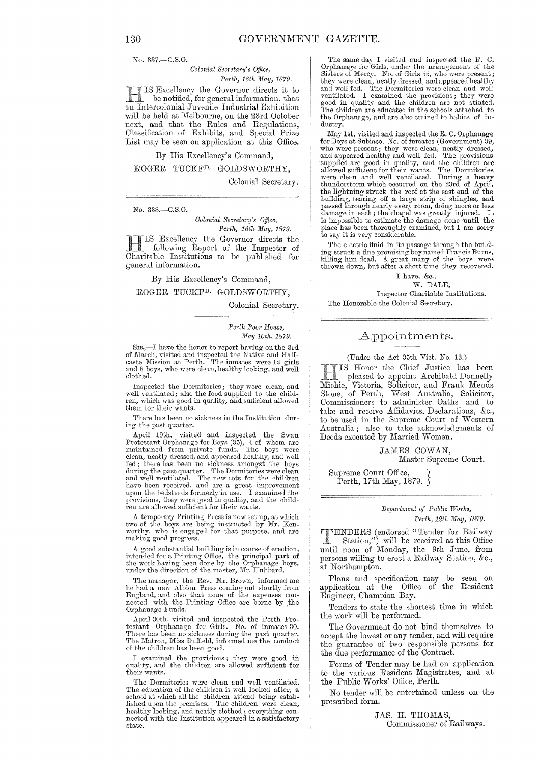No. 337.—C.S.O.

*Colonial Secretary's Office,*
*Perth, 16th May, 1879.*

HIS Excellency the Governor directs it to be notified, for general information, that an Intercolonial Juvenile Industrial Exhibition will be held at Melbourne, on the 23rd October next, and that the Rules and Regulations, Classification of Exhibits, and Special Prize List may be seen on application at this Office.

By His Excellency's Command,

ROGER TUCKFD. GOLDSWORTHY,
Colonial Secretary.

---

No. 338.—C.S.O.

*Colonial Secretary's Office,*
*Perth, 16th May, 1879.*

HIS Excellency the Governor directs the following Report of the Inspector of Charitable Institutions to be published for general information.

By His Excellency's Command,

ROGER TUCKFD. GOLDSWORTHY,
Colonial Secretary.

---

*Perth Poor House,*
*May 10th, 1879.*

SIR,—I have the honor to report having on the 3rd of March, visited and inspected the Native and Half-caste Mission at Perth. The inmates were 12 girls and 8 boys, who were clean, healthy looking, and well clothed.

Inspected the Dormitories; they were clean, and well ventilated; also the food supplied to the children, which was good in quality, and sufficient allowed them for their wants.

There has been no sickness in the Institution during the past quarter.

April 19th, visited and inspected the Swan Protestant Orphanage for Boys (35), 4 of whom are maintained from private funds. The boys were clean, neatly dressed, and appeared healthy, and well fed; there has been no sickness amongst the boys during the past quarter. The Dormitories were clean and well ventilated. The new cots for the children have been received, and are a great improvement upon the bedsteads formerly in use. I examined the provisions, they were good in quality, and the children are allowed sufficient for their wants.

A temporary Printing Press is now set up, at which two of the boys are being instructed by Mr. Kenworthy, who is engaged for that purpose, and are making good progress.

A good substantial building is in course of erection, intended for a Printing Office, the principal part of the work having been done by the Orphanage boys, under the direction of the master, Mr. Hubbard.

The manager, the Rev. Mr. Brown, informed me he had a new Albion Press coming out shortly from England, and also that none of the expenses connected with the Printing Office are borne by the Orphanage Funds.

April 30th, visited and inspected the Perth Protestant Orphanage for Girls. No. of inmates 30. There has been no sickness during the past quarter. The Matron, Miss Duffield, informed me the conduct of the children has been good.

I examined the provisions; they were good in quality, and the children are allowed sufficient for their wants.

The Dormitories were clean and well ventilated. The education of the children is well looked after, a school at which all the children attend being established upon the premises. The children were clean, healthy looking, and neatly clothed; everything connected with the Institution appeared in a satisfactory state.

The same day I visited and inspected the R. C. Orphanage for Girls, under the management of the Sisters of Mercy. No. of Girls 55, who were present; they were clean, neatly dressed, and appeared healthy and well fed. The Dormitories were clean and well ventilated. I examined the provisions; they were good in quality and the children are not stinted. The children are educated in the schools attached to the Orphanage, and are also trained to habits of industry.

May 1st, visited and inspected the R. C. Orphanage for Boys at Subiaco. No. of inmates (Government) 39, who were present; they were clean, neatly dressed, and appeared healthy and well fed. The provisions supplied are good in quality, and the children are allowed sufficient for their wants. The Dormitories were clean and well ventilated. During a heavy thunderstorm which occurred on the 23rd of April, the lightning struck the roof at the east end of the building, tearing off a large strip of shingles, and passed through nearly every room, doing more or less damage in each; the chapel was greatly injured. It is impossible to estimate the damage done until the place has been thoroughly examined, but I am sorry to say it is very considerable.

The electric fluid in its passage through the building struck a fine promising boy named Francis Burns, killing him dead. A great many of the boys were thrown down, but after a short time they recovered.

I have, &c.,
W. DALE,
Inspector Charitable Institutions.

The Honorable the Colonial Secretary.

---

## Appointments.

(Under the Act 35th Vict. No. 13.)

HIS Honor the Chief Justice has been pleased to appoint Archibald Donnelly Michie, Victoria, Solicitor, and Frank Mends Stone, of Perth, West Australia, Solicitor, Commissioners to administer Oaths and to take and receive Affidavits, Declarations, &c., to be used in the Supreme Court of Western Australia; also to take acknowledgments of Deeds executed by Married Women.

JAMES COWAN,
Master Supreme Court.

Supreme Court Office,
Perth, 17th May, 1879.

---

*Department of Public Works,*
*Perth, 12th May, 1879.*

TENDERS (endorsed "Tender for Railway Station,") will be received at this Office until noon of Monday, the 9th June, from persons willing to erect a Railway Station, &c., at Northampton.

Plans and specification may be seen on application at the Office of the Resident Engineer, Champion Bay.

Tenders to state the shortest time in which the work will be performed.

The Government do not bind themselves to accept the lowest or any tender, and will require the guarantee of two responsible persons for the due performance of the Contract.

Forms of Tender may be had on application to the various Resident Magistrates, and at the Public Works' Office, Perth.

No tender will be entertained unless on the prescribed form.

JAS. H. THOMAS,
Commissioner of Railways.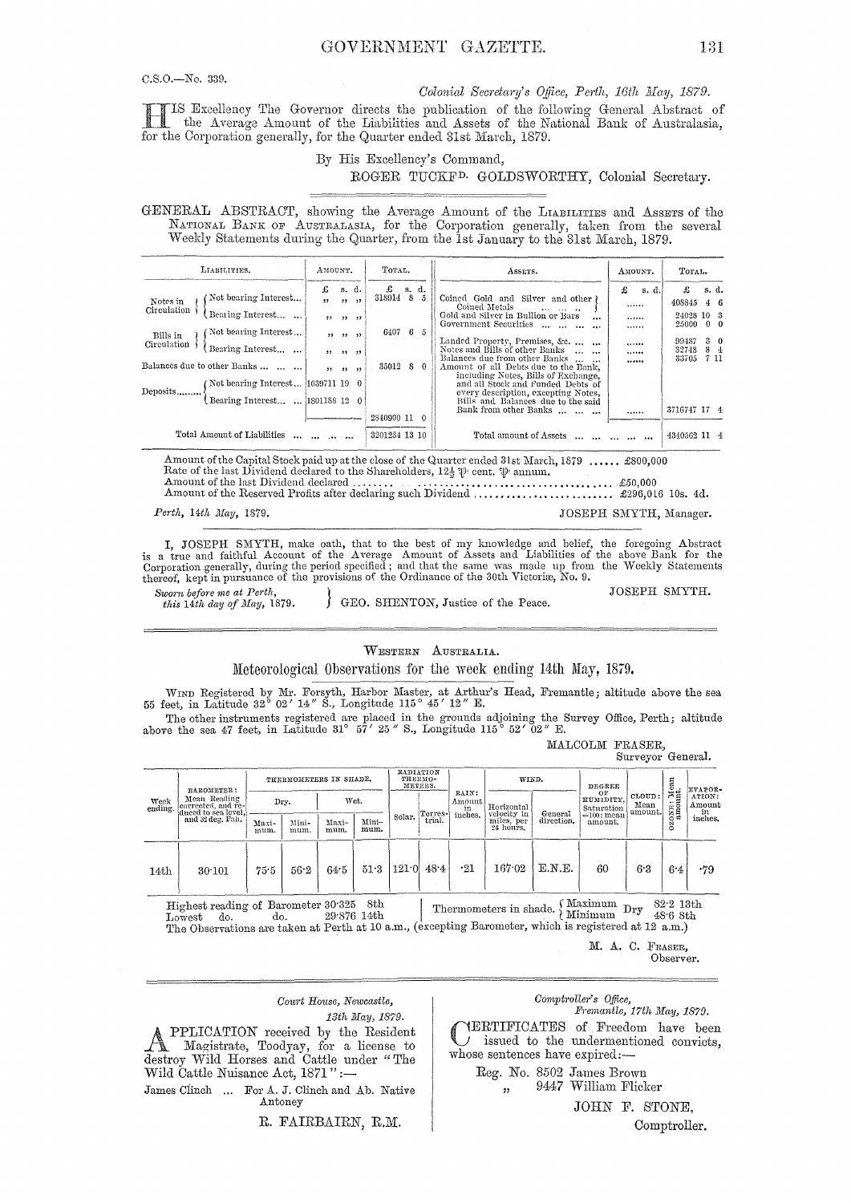C.S.O.—No. 339.

*Colonial Secretary's Office, Perth, 16th May, 1879.*

HIS Excellency The Governor directs the publication of the following General Abstract of the Average Amount of the Liabilities and Assets of the National Bank of Australasia, for the Corporation generally, for the Quarter ended 31st March, 1879.

By His Excellency's Command,

ROGER TUCKFD. GOLDSWORTHY, Colonial Secretary.

GENERAL ABSTRACT, showing the Average Amount of the LIABILITIES and ASSETS of the NATIONAL BANK OF AUSTRALASIA, for the Corporation generally, taken from the several Weekly Statements during the Quarter, from the 1st January to the 31st March, 1879.

| Liabilities. | Amount. £ s. d. | Total. £ s. d. | Assets. | Amount. £ s. d. | Total. £ s. d. |
|---|---|---|---|---|---|
| Notes in Circulation — Not bearing Interest... | " " " | 318914 8 5 | Coined Gold and Silver and other Coined Metals ... | ...... | 408845 4 6 |
| Notes in Circulation — Bearing Interest... | " " " | | Gold and Silver in Bullion or Bars ... | ...... | 24028 10 3 |
| Bills in Circulation — Not bearing Interest... | " " " | 6407 6 5 | Government Securities ... | ...... | 25000 0 0 |
| Bills in Circulation — Bearing Interest... | " " " | | Landed Property, Premises, &c. ... | ...... | 99487 3 0 |
| Balances due to other Banks ... | " " " | 35012 8 0 | Notes and Bills of other Banks ... | ...... | 32748 8 4 |
| Deposits — Not bearing Interest... | 1039711 19 0 | | Balances due from other Banks ... | ...... | 33705 7 11 |
| Deposits — Bearing Interest... | 1801188 12 0 | | Amount of all Debts due to the Bank, including Notes, Bills of Exchange, and all Stock and Funded Debts of every description, excepting Notes, Bills and Balances due to the said Bank from other Banks ... | ...... | 3716747 17 4 |
| | | 2840900 11 0 | | | |
| Total Amount of Liabilities ... | | 3201234 13 10 | Total amount of Assets ... | | 4340562 11 4 |

Amount of the Capital Stock paid up at the close of the Quarter ended 31st March, 1879 ...... £800,000
Rate of the last Dividend declared to the Shareholders, 12½ ℔ cent. ℔ annum.
Amount of the last Dividend declared ........ £50,000
Amount of the Reserved Profits after declaring such Dividend ........ £296,016 10s. 4d.

*Perth, 14th May, 1879.*

JOSEPH SMYTH, Manager.

I, JOSEPH SMYTH, make oath, that to the best of my knowledge and belief, the foregoing Abstract is a true and faithful Account of the Average Amount of Assets and Liabilities of the above Bank for the Corporation generally, during the period specified; and that the same was made up from the Weekly Statements thereof, kept in pursuance of the provisions of the Ordinance of the 30th Victoriæ, No. 9.

*Sworn before me at Perth, this 14th day of May, 1879.* } GEO. SHENTON, Justice of the Peace.

JOSEPH SMYTH.

---

WESTERN AUSTRALIA.

## Meteorological Observations for the week ending 14th May, 1879.

WIND Registered by Mr. Forsyth, Harbor Master, at Arthur's Head, Fremantle; altitude above the sea 55 feet, in Latitude 32° 02′ 14″ S., Longitude 115° 45′ 12″ E.

The other instruments registered are placed in the grounds adjoining the Survey Office, Perth; altitude above the sea 47 feet, in Latitude 31° 57′ 25″ S., Longitude 115° 52′ 02″ E.

MALCOLM FRASER,
Surveyor General.

| Week ending. | Barometer: Mean Reading corrected, and reduced to sea level, and 32 deg. Fah. | Thermometers in Shade. Dry. Maximum. | Dry. Minimum. | Wet. Maximum. | Wet. Minimum. | Radiation Thermometers. Solar. | Terrestrial. | Rain: Amount in inches. | Wind. Horizontal velocity in miles, per 24 hours. | General direction. | Degree of Humidity, Saturation =100: mean amount. | Cloud: Mean amount. | Ozone: Mean amount. | Evaporation: Amount in inches. |
|---|---|---|---|---|---|---|---|---|---|---|---|---|---|---|
| 14th | 30·101 | 75·5 | 56·2 | 64·5 | 51·3 | 121·0 | 48·4 | ·21 | 167·02 | E.N.E. | 60 | 6·3 | 6·4 | ·79 |

Highest reading of Barometer 30·325 8th
Lowest do. do. 29·876 14th

Thermometers in shade. { Maximum Dry 82·2 13th; Minimum Dry 48·6 8th }

The Observations are taken at Perth at 10 a.m., (excepting Barometer, which is registered at 12 a.m.)

M. A. C. FRASER,
Observer.

---

*Court House, Newcastle,*
*13th May, 1879.*

APPLICATION received by the Resident Magistrate, Toodyay, for a license to destroy Wild Horses and Cattle under "The Wild Cattle Nuisance Act, 1871":—

James Clinch ... For A. J. Clinch and Ab. Native Antoney

R. FAIRBAIRN, R.M.

---

*Comptroller's Office,*
*Fremantle, 17th May, 1879.*

CERTIFICATES of Freedom have been issued to the undermentioned convicts, whose sentences have expired:—

Reg. No. 8502 James Brown
" 9447 William Flicker

JOHN F. STONE,
Comptroller.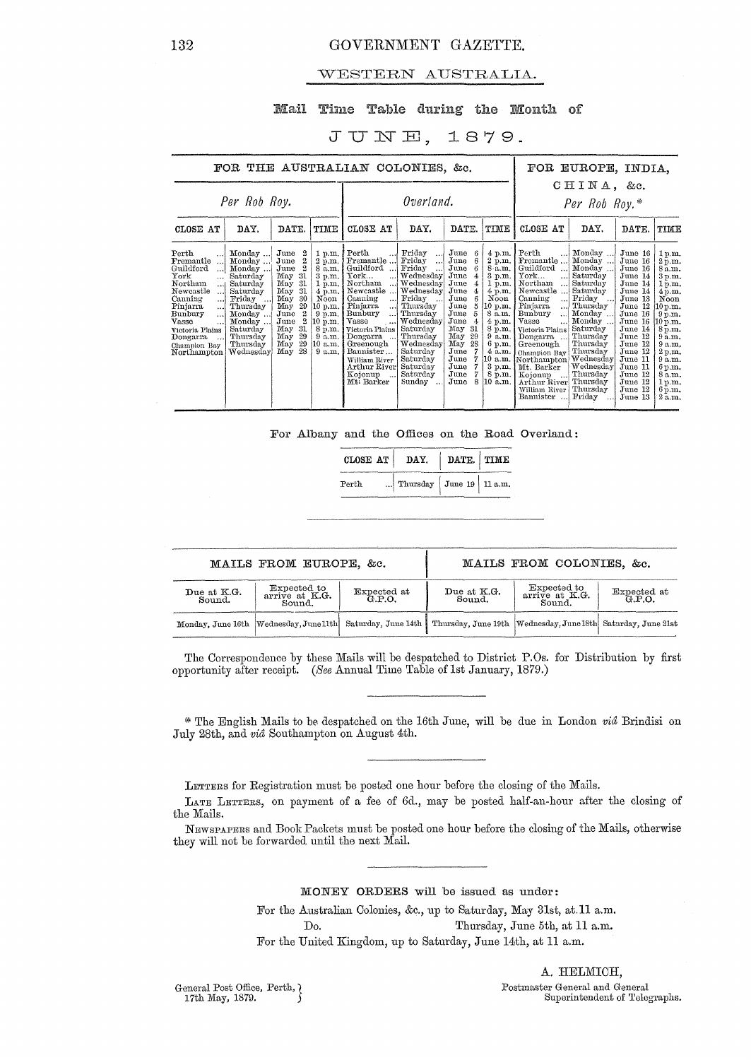# WESTERN AUSTRALIA.

## Mail Time Table during the Month of

## JUNE, 1879.

| FOR THE AUSTRALIAN COLONIES, &c. | | | | | | | | FOR EUROPE, INDIA, CHINA, &c. | | | |
|---|---|---|---|---|---|---|---|---|---|---|---|
| *Per Rob Roy.* | | | | *Overland.* | | | | *Per Rob Roy.** | | | |
| CLOSE AT | DAY. | DATE. | TIME | CLOSE AT | DAY. | DATE. | TIME | CLOSE AT | DAY. | DATE. | TIME |
| Perth | Monday | June 2 | 1 p.m. | Perth | Friday | June 6 | 4 p.m. | Perth | Monday | June 16 | 1 p.m. |
| Fremantle | Monday | June 2 | 2 p.m. | Fremantle | Friday | June 6 | 2 p.m. | Fremantle | Monday | June 16 | 2 p.m. |
| Guildford | Monday | June 2 | 8 a.m. | Guildford | Friday | June 6 | 8 a.m. | Guildford | Monday | June 16 | 8 a.m. |
| York | Saturday | May 31 | 3 p.m. | York | Wednesday | June 4 | 3 p.m. | York | Saturday | June 14 | 3 p.m. |
| Northam | Saturday | May 31 | 1 p.m. | Northam | Wednesday | June 4 | 1 p.m. | Northam | Saturday | June 14 | 1 p.m. |
| Newcastle | Saturday | May 31 | 4 p.m. | Newcastle | Wednesday | June 4 | 4 p.m. | Newcastle | Saturday | June 14 | 4 p.m. |
| Canning | Friday | May 30 | Noon | Canning | Friday | June 6 | Noon | Canning | Friday | June 13 | Noon |
| Pinjarra | Thursday | May 29 | 10 p.m. | Pinjarra | Thursday | June 5 | 10 p.m. | Pinjarra | Thursday | June 12 | 10 p.m. |
| Bunbury | Monday | June 2 | 9 p.m. | Bunbury | Thursday | June 5 | 8 a.m. | Bunbury | Monday | June 16 | 9 p.m. |
| Vasse | Monday | June 2 | 10 p.m. | Vasse | Wednesday | June 4 | 4 p.m. | Vasse | Monday | June 16 | 10 p.m. |
| Victoria Plains | Saturday | May 31 | 8 p.m. | Victoria Plains | Saturday | May 31 | 8 p.m. | Victoria Plains | Saturday | June 14 | 8 p.m. |
| Dongarra | Thursday | May 29 | 9 a.m. | Dongarra | Thursday | May 29 | 9 a.m. | Dongarra | Thursday | June 12 | 9 a.m. |
| Champion Bay | Thursday | May 29 | 10 a.m. | Greenough | Wednesday | May 28 | 6 p.m. | Greenough | Thursday | June 12 | 9 a.m. |
| Northampton | Wednesday | May 28 | 9 a.m. | Bannister | Saturday | June 7 | 4 a.m. | Champion Bay | Thursday | June 12 | 2 p.m. |
| | | | | William River | Saturday | June 7 | 10 a.m. | Northampton | Wednesday | June 11 | 9 a.m. |
| | | | | Arthur River | Saturday | June 7 | 3 p.m. | Mt. Barker | Wednesday | June 11 | 6 p.m. |
| | | | | Kojonup | Saturday | June 7 | 8 p.m. | Kojonup | Thursday | June 12 | 8 a.m. |
| | | | | Mt. Barker | Sunday | June 8 | 10 a.m. | Arthur River | Thursday | June 12 | 1 p.m. |
| | | | | | | | | William River | Thursday | June 12 | 6 p.m. |
| | | | | | | | | Bannister | Friday | June 13 | 2 a.m. |

For Albany and the Offices on the Road Overland:

| CLOSE AT | DAY. | DATE. | TIME |
|---|---|---|---|
| Perth | Thursday | June 19 | 11 a.m. |

| MAILS FROM EUROPE, &c. | | | MAILS FROM COLONIES, &c. | | |
|---|---|---|---|---|---|
| Due at K.G. Sound. | Expected to arrive at K.G. Sound. | Expected at G.P.O. | Due at K.G. Sound. | Expected to arrive at K.G. Sound. | Expected at G.P.O. |
| Monday, June 16th | Wednesday, June 11th | Saturday, June 14th | Thursday, June 19th | Wednesday, June 18th | Saturday, June 21st |

The Correspondence by these Mails will be despatched to District P.Os. for Distribution by first opportunity after receipt. (*See* Annual Time Table of 1st January, 1879.)

* The English Mails to be despatched on the 16th June, will be due in London *viâ* Brindisi on July 28th, and *viâ* Southampton on August 4th.

LETTERS for Registration must be posted one hour before the closing of the Mails.

LATE LETTERS, on payment of a fee of 6d., may be posted half-an-hour after the closing of the Mails.

NEWSPAPERS and Book Packets must be posted one hour before the closing of the Mails, otherwise they will not be forwarded until the next Mail.

MONEY ORDERS will be issued as under:

For the Australian Colonies, &c., up to Saturday, May 31st, at 11 a.m.

Do. Thursday, June 5th, at 11 a.m.

For the United Kingdom, up to Saturday, June 14th, at 11 a.m.

A. HELMICH,
Postmaster General and General Superintendent of Telegraphs.

General Post Office, Perth,
17th May, 1879.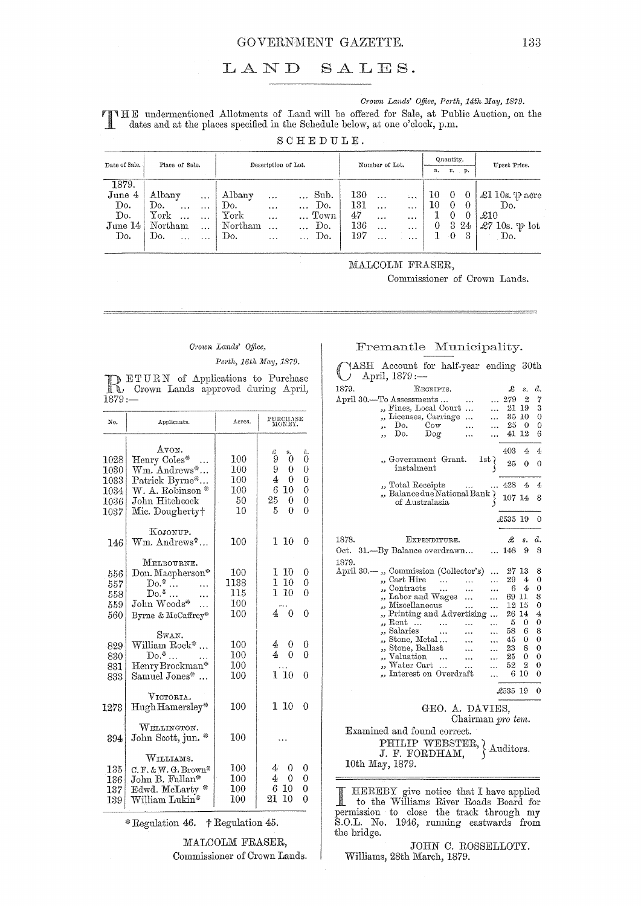# LAND SALES.

*Crown Lands' Office, Perth, 14th May, 1879.*

THE undermentioned Allotments of Land will be offered for Sale, at Public Auction, on the dates and at the places specified in the Schedule below, at one o'clock, p.m.

SCHEDULE.

| Date of Sale. | Place of Sale. | Description of Lot. | | Number of Lot. | Quantity. | | | Upset Price. |
|---|---|---|---|---|---|---|---|---|
| | | | | | a. | r. | p. | |
| 1879. | | | | | | | | |
| June 4 | Albany | Albany | Sub. | 130 | 10 | 0 | 0 | £1 10s. ℔ acre |
| Do. | Do. | Do. | Do. | 131 | 10 | 0 | 0 | Do. |
| Do. | York | York | Town | 47 | 1 | 0 | 0 | £10 |
| June 14 | Northam | Northam | Do. | 136 | 0 | 3 | 24 | £7 10s. ℔ lot |
| Do. | Do. | Do. | Do. | 197 | 1 | 0 | 3 | Do. |

MALCOLM FRASER,
Commissioner of Crown Lands.

---

*Crown Lands' Office,*
*Perth, 16th May, 1879.*

RETURN of Applications to Purchase Crown Lands approved during April, 1879:—

| No. | Applicants. | Acres. | Purchase Money. | | |
|---|---|---|---|---|---|
| | | | £ | s. | d. |
| | AVON. | | | | |
| 1028 | Henry Coles* | 100 | 9 | 0 | 0 |
| 1030 | Wm. Andrews* | 100 | 9 | 0 | 0 |
| 1033 | Patrick Byrne* | 100 | 4 | 0 | 0 |
| 1034 | W. A. Robinson * | 100 | 6 | 10 | 0 |
| 1036 | John Hitchcock | 50 | 25 | 0 | 0 |
| 1037 | Mic. Dougherty† | 10 | 5 | 0 | 0 |
| | KOJONUP. | | | | |
| 146 | Wm. Andrews* | 100 | 1 | 10 | 0 |
| | MELBOURNE. | | | | |
| 556 | Don. Macpherson* | 100 | 1 | 10 | 0 |
| 557 | Do.* | 1138 | 1 | 10 | 0 |
| 558 | Do.* | 115 | 1 | 10 | 0 |
| 559 | John Woods* | 100 | ... | | |
| 560 | Byrne & McCaffrey* | 100 | 4 | 0 | 0 |
| | SWAN. | | | | |
| 829 | William Rock* | 100 | 4 | 0 | 0 |
| 830 | Do.* | 100 | 4 | 0 | 0 |
| 831 | Henry Brockman* | 100 | ... | | |
| 833 | Samuel Jones* | 100 | 1 | 10 | 0 |
| | VICTORIA. | | | | |
| 1273 | Hugh Hamersley* | 100 | 1 | 10 | 0 |
| | WELLINGTON. | | | | |
| 394 | John Scott, jun. * | 100 | ... | | |
| | WILLIAMS. | | | | |
| 135 | C. F. & W. G. Brown* | 100 | 4 | 0 | 0 |
| 136 | John B. Fallan* | 100 | 4 | 0 | 0 |
| 137 | Edwd. McLarty * | 100 | 6 | 10 | 0 |
| 139 | William Lukin* | 100 | 21 | 10 | 0 |

\* Regulation 46. † Regulation 45.

MALCOLM FRASER,
Commissioner of Crown Lands.

---

## Fremantle Municipality.

CASH Account for half-year ending 30th April, 1879:—

| 1879. | RECEIPTS. | £ | s. | d. |
|---|---|---|---|---|
| April 30.— | To Assessments | 279 | 2 | 7 |
| | ,, Fines, Local Court | 21 | 19 | 3 |
| | ,, Licenses, Carriage | 35 | 10 | 0 |
| | ,, Do. Cow | 25 | 0 | 0 |
| | ,, Do. Dog | 41 | 12 | 6 |
| | | 403 | 4 | 4 |
| | ,, Government Grant. 1st instalment | 25 | 0 | 0 |
| | ,, Total Receipts | 428 | 4 | 4 |
| | ,, Balance due National Bank of Australasia | 107 | 14 | 8 |
| | | £535 | 19 | 0 |

| 1878. | EXPENDITURE. | £ | s. | d. |
|---|---|---|---|---|
| Oct. 31.— | By Balance overdrawn | 148 | 9 | 8 |
| 1879. | | | | |
| April 30.— | ,, Commission (Collector's) | 27 | 13 | 8 |
| | ,, Cart Hire | 29 | 4 | 0 |
| | ,, Contracts | 6 | 4 | 0 |
| | ,, Labor and Wages | 69 | 11 | 8 |
| | ,, Miscellaneous | 12 | 15 | 0 |
| | ,, Printing and Advertising | 26 | 14 | 4 |
| | ,, Rent | 5 | 0 | 0 |
| | ,, Salaries | 58 | 6 | 8 |
| | ,, Stone, Metal | 45 | 0 | 0 |
| | ,, Stone, Ballast | 23 | 8 | 0 |
| | ,, Valuation | 25 | 0 | 0 |
| | ,, Water Cart | 52 | 2 | 0 |
| | ,, Interest on Overdraft | 6 | 10 | 0 |
| | | £535 | 19 | 0 |

GEO. A. DAVIES,
Chairman *pro tem.*

Examined and found correct.

PHILIP WEBSTER, } Auditors.
J. F. FORDHAM, }

10th May, 1879.

---

I HEREBY give notice that I have applied to the Williams River Roads Board for permission to close the track through my S.O.L. No. 1946, running eastwards from the bridge.

JOHN C. ROSSELLOTY.

Williams, 28th March, 1879.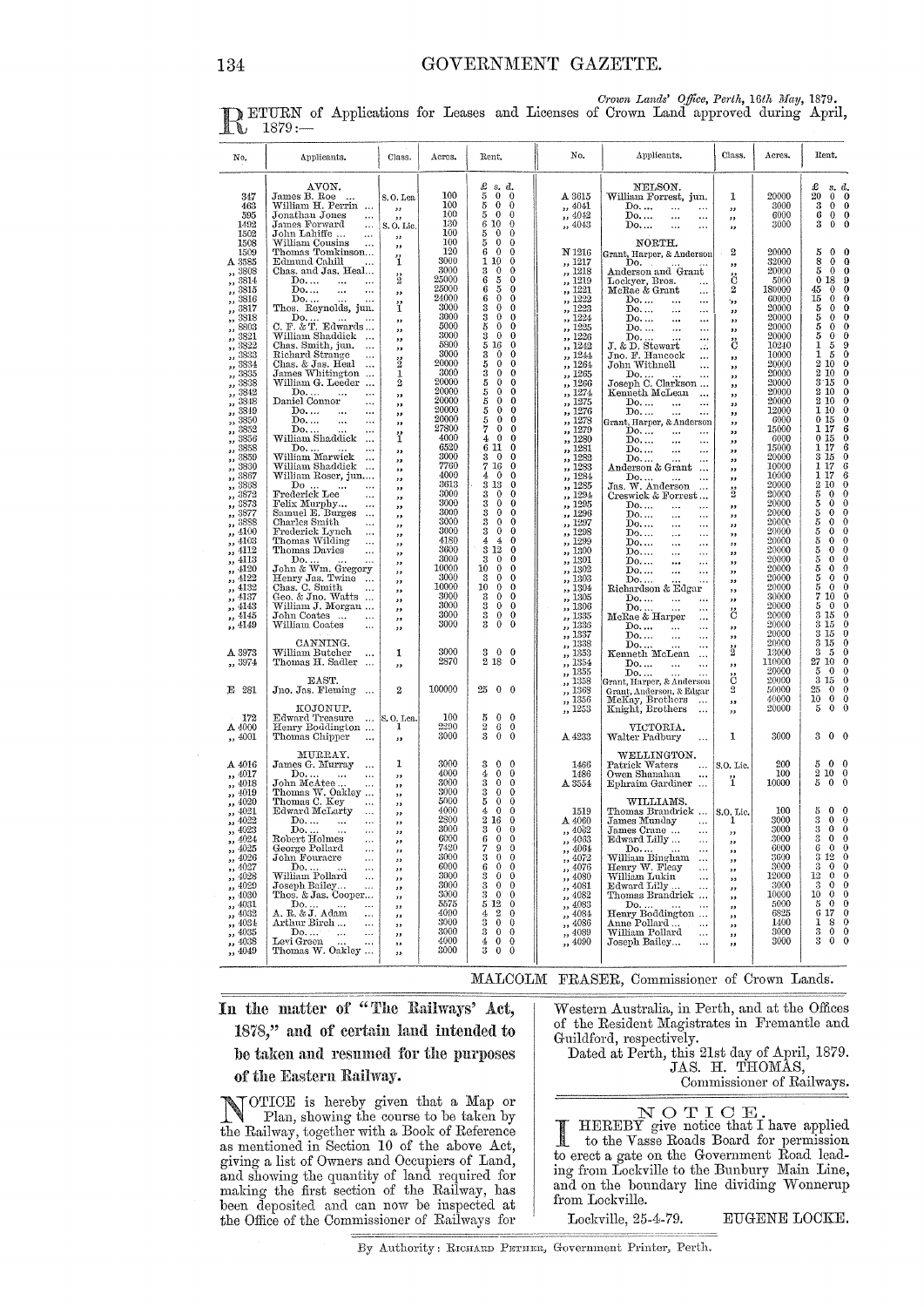*Crown Lands' Office, Perth, 16th May, 1879.*

RETURN of Applications for Leases and Licenses of Crown Land approved during April, 1879:—

| No. | Applicants. | Class. | Acres. | Rent. £ s. d. |
|---|---|---|---|---|
| | AVON. | | | |
| 347 | James B. Roe ... | S.O. Lea. | 100 | 5 0 0 |
| 463 | William H. Perrin ... | ,, | 100 | 5 0 0 |
| 595 | Jonathan Jones | ,, | 100 | 5 0 0 |
| 1492 | James Forward ... | S.O. Lic. | 130 | 6 10 0 |
| 1502 | John Lahiffe ... | ,, | 100 | 5 0 0 |
| 1508 | William Cousins | ,, | 100 | 5 0 0 |
| 1509 | Thomas Tomkinson... | ,, | 120 | 6 0 0 |
| A 3585 | Edmund Cahill ... | 1 | 3000 | 1 10 0 |
| ,, 3808 | Chas. and Jas. Heal... | ,, | 3000 | 3 0 0 |
| ,, 3814 | Do.... ... ... | 2 | 25000 | 6 5 0 |
| ,, 3815 | Do.... ... ... | ,, | 25000 | 6 5 0 |
| ,, 3816 | Do.... ... ... | ,, | 24000 | 6 0 0 |
| ,, 3817 | Thos. Reynolds, jun. | 1 | 3000 | 3 0 0 |
| ,, 3818 | Do.... ... ... | ,, | 3000 | 3 0 0 |
| ,, 3803 | C. F. & T. Edwards... | ,, | 5000 | 5 0 0 |
| ,, 3821 | William Shaddick ... | ,, | 3000 | 3 0 0 |
| ,, 3822 | Chas. Smith, jun. ... | ,, | 5800 | 5 16 0 |
| ,, 3833 | Richard Strange ... | ,, | 3000 | 3 0 0 |
| ,, 3834 | Chas. & Jas. Heal ... | 2 | 20000 | 5 0 0 |
| ,, 3835 | James Whitington ... | 1 | 3000 | 3 0 0 |
| ,, 3838 | William G. Leeder ... | 2 | 20000 | 5 0 0 |
| ,, 3842 | Do.... ... ... | ,, | 20000 | 5 0 0 |
| ,, 3848 | Daniel Connor ... | ,, | 20000 | 5 0 0 |
| ,, 3849 | Do.... ... ... | ,, | 20000 | 5 0 0 |
| ,, 3850 | Do.... ... ... | ,, | 20000 | 5 0 0 |
| ,, 3852 | Do.... ... ... | ,, | 27800 | 7 0 0 |
| ,, 3856 | William Shaddick ... | 1 | 4000 | 4 0 0 |
| ,, 3858 | Do.... ... ... | ,, | 6520 | 6 11 0 |
| ,, 3859 | William Marwick ... | ,, | 3000 | 3 0 0 |
| ,, 3860 | William Shaddick ... | ,, | 7760 | 7 16 0 |
| ,, 3867 | William Roser, jun.... | ,, | 4000 | 4 0 0 |
| ,, 3868 | Do ... ... ... | ,, | 3613 | 3 13 0 |
| ,, 3872 | Frederick Lee ... | ,, | 3000 | 3 0 0 |
| ,, 3873 | Felix Murphy... ... | ,, | 3000 | 3 0 0 |
| ,, 3877 | Samuel E. Burges ... | ,, | 3000 | 3 0 0 |
| ,, 3888 | Charles Smith ... | ,, | 3000 | 3 0 0 |
| ,, 4100 | Frederick Lynch ... | ,, | 3000 | 3 0 0 |
| ,, 4103 | Thomas Wilding ... | ,, | 4180 | 4 4 0 |
| ,, 4112 | Thomas Davies ... | ,, | 3600 | 3 12 0 |
| ,, 4113 | Do.... ... ... | ,, | 3000 | 3 0 0 |
| ,, 4120 | John & Wm. Gregory | ,, | 10000 | 10 0 0 |
| ,, 4122 | Henry Jas. Twine ... | ,, | 3000 | 3 0 0 |
| ,, 4132 | Chas. C. Smith ... | ,, | 10000 | 10 0 0 |
| ,, 4137 | Geo. & Jno. Watts ... | ,, | 3000 | 3 0 0 |
| ,, 4143 | William J. Morgan ... | ,, | 3000 | 3 0 0 |
| ,, 4145 | John Coates ... ... | ,, | 3000 | 3 0 0 |
| ,, 4149 | William Coates ... | ,, | 3000 | 3 0 0 |
| | CANNING. | | | |
| A 3973 | William Butcher ... | 1 | 3000 | 3 0 0 |
| ,, 3974 | Thomas H. Sadler ... | ,, | 2870 | 2 18 0 |
| | EAST. | | | |
| E 281 | Jno. Jas. Fleming ... | 2 | 100000 | 25 0 0 |
| | KOJONUP. | | | |
| 172 | Edward Treasure ... | S.O. Lea. | 100 | 5 0 0 |
| A 4000 | Henry Boddington ... | 1 | 2200 | 2 6 0 |
| ,, 4001 | Thomas Chipper ... | ,, | 3000 | 3 0 0 |
| | MURRAY. | | | |
| A 4016 | James G. Murray ... | 1 | 3000 | 3 0 0 |
| ,, 4017 | Do.... ... ... | ,, | 4000 | 4 0 0 |
| ,, 4018 | John McAtee ... ... | ,, | 3000 | 3 0 0 |
| ,, 4019 | Thomas W. Oakley ... | ,, | 3000 | 3 0 0 |
| ,, 4020 | Thomas C. Key ... | ,, | 5000 | 5 0 0 |
| ,, 4021 | Edward McLarty ... | ,, | 4000 | 4 0 0 |
| ,, 4022 | Do.... ... ... | ,, | 2800 | 2 16 0 |
| ,, 4023 | Do.... ... ... | ,, | 3000 | 3 0 0 |
| ,, 4024 | Robert Holmes ... | ,, | 6000 | 6 0 0 |
| ,, 4025 | George Pollard ... | ,, | 7420 | 7 9 0 |
| ,, 4026 | John Fouracre ... | ,, | 3000 | 3 0 0 |
| ,, 4027 | Do.... ... ... | ,, | 6000 | 6 0 0 |
| ,, 4028 | William Pollard ... | ,, | 3000 | 3 0 0 |
| ,, 4029 | Joseph Bailey... ... | ,, | 3000 | 3 0 0 |
| ,, 4030 | Thos. & Jas. Cooper... | ,, | 3000 | 3 0 0 |
| ,, 4031 | Do.... ... ... | ,, | 5575 | 5 12 0 |
| ,, 4032 | A. R. & J. Adam ... | ,, | 4000 | 4 2 0 |
| ,, 4034 | Arthur Birch ... ... | ,, | 3000 | 3 0 0 |
| ,, 4035 | Do.... ... ... | ,, | 3000 | 3 0 0 |
| ,, 4038 | Levi Green ... ... | ,, | 4000 | 4 0 0 |
| ,, 4049 | Thomas W. Oakley ... | ,, | 3000 | 3 0 0 |
| | NELSON. | | | |
| A 3615 | William Forrest, jun. | 1 | 20000 | 20 0 0 |
| ,, 4041 | Do.... ... ... | ,, | 3000 | 3 0 0 |
| ,, 4042 | Do.... ... ... | ,, | 6000 | 6 0 0 |
| ,, 4043 | Do.... ... ... | ,, | 3000 | 3 0 0 |
| | NORTH. | | | |
| N 1216 | Grant, Harper, & Anderson | 2 | 20000 | 5 0 0 |
| ,, 1217 | Do. ... ... | ,, | 32000 | 8 0 0 |
| ,, 1218 | Anderson and Grant | ,, | 20000 | 5 0 0 |
| ,, 1219 | Lockyer, Bros. ... | C | 5000 | 0 18 9 |
| ,, 1221 | McRae & Grant ... | 2 | 180000 | 45 0 0 |
| ,, 1222 | Do.... ... ... | ,, | 60000 | 15 0 0 |
| ,, 1223 | Do.... ... ... | ,, | 20000 | 5 0 0 |
| ,, 1224 | Do.... ... ... | ,, | 20000 | 5 0 0 |
| ,, 1225 | Do.... ... ... | ,, | 20000 | 5 0 0 |
| ,, 1226 | Do.... ... ... | ,, | 20000 | 5 0 0 |
| ,, 1242 | J. & D. Stewart ... | C | 10240 | 1 5 9 |
| ,, 1244 | Jno. F. Hancock ... | ,, | 10000 | 1 5 0 |
| ,, 1264 | John Withnell ... | ,, | 20000 | 2 10 0 |
| ,, 1265 | Do.... ... ... | ,, | 20000 | 2 10 0 |
| ,, 1266 | Joseph C. Clarkson ... | ,, | 30000 | 3 15 0 |
| ,, 1274 | Kenneth McLean ... | ,, | 20000 | 2 10 0 |
| ,, 1275 | Do.... ... ... | ,, | 20000 | 2 10 0 |
| ,, 1276 | Do.... ... ... | ,, | 12000 | 1 10 0 |
| ,, 1278 | Grant, Harper, & Anderson | ,, | 6000 | 0 15 0 |
| ,, 1279 | Do.... ... ... | ,, | 15000 | 1 17 6 |
| ,, 1280 | Do.... ... ... | ,, | 6000 | 0 15 0 |
| ,, 1281 | Do.... ... ... | ,, | 15000 | 1 17 6 |
| ,, 1282 | Do.... ... ... | ,, | 30000 | 3 15 0 |
| ,, 1283 | Anderson & Grant ... | ,, | 15000 | 1 17 6 |
| ,, 1284 | Do.... ... ... | ,, | 15000 | 1 17 6 |
| ,, 1285 | Jas. W. Anderson ... | ,, | 20000 | 2 10 0 |
| ,, 1294 | Creswick & Forrest... | 2 | 20000 | 5 0 0 |
| ,, 1295 | Do.... ... ... | ,, | 20000 | 5 0 0 |
| ,, 1296 | Do.... ... ... | ,, | 20000 | 5 0 0 |
| ,, 1297 | Do.... ... ... | ,, | 20000 | 5 0 0 |
| ,, 1298 | Do.... ... ... | ,, | 20000 | 5 0 0 |
| ,, 1299 | Do.... ... ... | ,, | 20000 | 5 0 0 |
| ,, 1300 | Do.... ... ... | ,, | 20000 | 5 0 0 |
| ,, 1301 | Do.... ... ... | ,, | 20000 | 5 0 0 |
| ,, 1302 | Do.... ... ... | ,, | 20000 | 5 0 0 |
| ,, 1303 | Do.... ... ... | ,, | 20000 | 5 0 0 |
| ,, 1304 | Richardson & Edgar | ,, | 20000 | 5 0 0 |
| ,, 1305 | Do.... ... ... | ,, | 30000 | 7 10 0 |
| ,, 1306 | Do.... ... ... | ,, | 20000 | 5 0 0 |
| ,, 1335 | McRae & Harper ... | C | 30000 | 3 15 0 |
| ,, 1336 | Do.... ... ... | ,, | 30000 | 3 15 0 |
| ,, 1337 | Do.... ... ... | ,, | 30000 | 3 15 0 |
| ,, 1338 | Do.... ... ... | ,, | 20000 | 2 10 0 |
| ,, 1353 | Kenneth McLean ... | 2 | 13000 | 3 5 0 |
| ,, 1354 | Do.... ... ... | ,, | 110000 | 27 10 0 |
| ,, 1355 | Do.... ... ... | ,, | 20000 | 5 0 0 |
| ,, 1358 | Grant, Harper, & Anderson | C | 30000 | 3 15 0 |
| ,, 1368 | Grant, Anderson, & Edgar | 2 | 50000 | 25 0 0 |
| ,, 1356 | McKay, Brothers ... | ,, | 40000 | 10 0 0 |
| ,, 1253 | Knight, Brothers ... | ,, | 20000 | 5 0 0 |
| | VICTORIA. | | | |
| A 4233 | Walter Padbury ... | 1 | 3000 | 3 0 0 |
| | WELLINGTON. | | | |
| 1466 | Patrick Waters ... | S.O. Lic. | 200 | 5 0 0 |
| 1486 | Owen Shanahan ... | ,, | 100 | 2 10 0 |
| A 3554 | Ephraim Gardiner ... | 1 | 10000 | 5 0 0 |
| | WILLIAMS. | | | |
| 1519 | Thomas Brandrick ... | S.O. Lic. | 100 | 5 0 0 |
| A 4060 | James Munday ... | 1 | 3000 | 3 0 0 |
| ,, 4062 | James Crane ... ... | ,, | 3000 | 3 0 0 |
| ,, 4063 | Edward Lilly ... ... | ,, | 3000 | 3 0 0 |
| ,, 4064 | Do.... ... ... | ,, | 6000 | 6 0 0 |
| ,, 4072 | William Bingham ... | ,, | 3600 | 3 12 0 |
| ,, 4076 | Henry W. Fleay ... | ,, | 3000 | 3 0 0 |
| ,, 4080 | William Lukin ... | ,, | 12000 | 12 0 0 |
| ,, 4081 | Edward Lilly ... ... | ,, | 3000 | 3 0 0 |
| ,, 4082 | Thomas Brandrick ... | ,, | 10000 | 10 0 0 |
| ,, 4083 | Do.... ... ... | ,, | 5000 | 5 0 0 |
| ,, 4084 | Henry Boddington ... | ,, | 6825 | 6 17 0 |
| ,, 4086 | Anne Pollard... ... | ,, | 1400 | 1 8 0 |
| ,, 4089 | William Pollard ... | ,, | 3000 | 3 0 0 |
| ,, 4090 | Joseph Bailey... ... | ,, | 3000 | 3 0 0 |

MALCOLM FRASER, Commissioner of Crown Lands.

## In the matter of "The Railways' Act, 1878," and of certain land intended to be taken and resumed for the purposes of the Eastern Railway.

NOTICE is hereby given that a Map or Plan, showing the course to be taken by the Railway, together with a Book of Reference as mentioned in Section 10 of the above Act, giving a list of Owners and Occupiers of Land, and showing the quantity of land required for making the first section of the Railway, has been deposited and can now be inspected at the Office of the Commissioner of Railways for Western Australia, in Perth, and at the Offices of the Resident Magistrates in Fremantle and Guildford, respectively.

Dated at Perth, this 21st day of April, 1879.

JAS. H. THOMAS,
Commissioner of Railways.

## NOTICE.

I HEREBY give notice that I have applied to the Vasse Roads Board for permission to erect a gate on the Government Road leading from Lockville to the Bunbury Main Line, and on the boundary line dividing Wonnerup from Lockville.

Lockville, 25-4-79. EUGENE LOCKE.

By Authority: RICHARD PETHER, Government Printer, Perth.